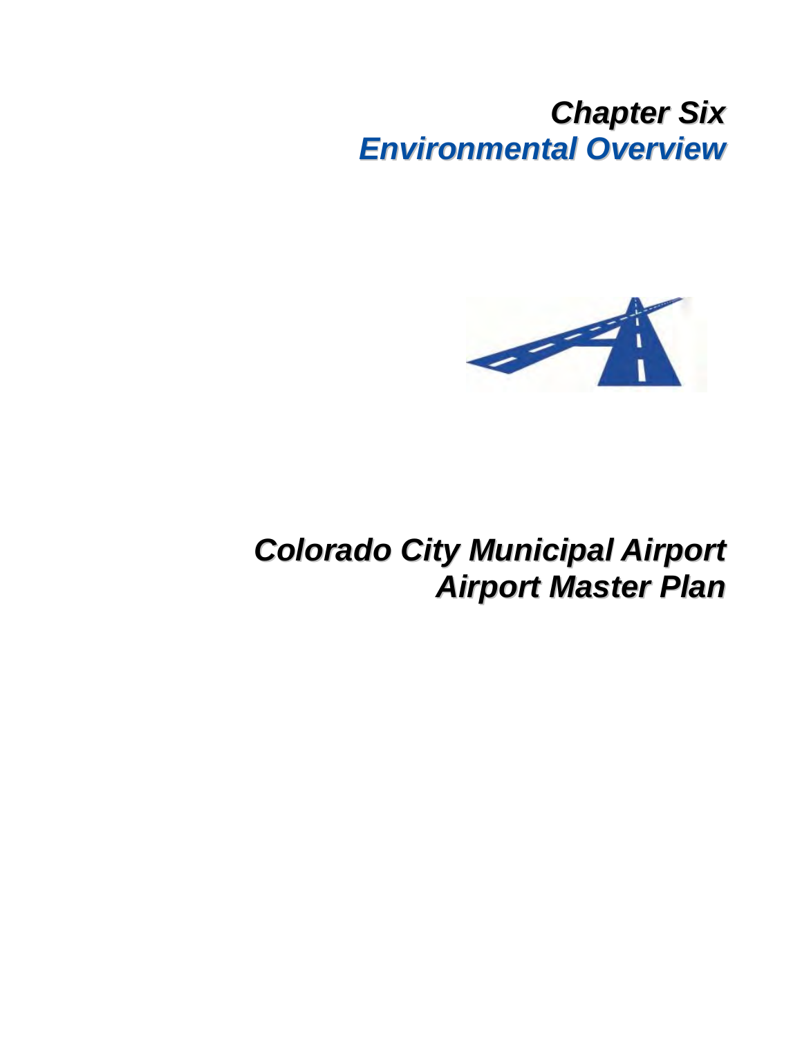# *Chapter Six*
# *Environmental Overview*

## *Colorado City Municipal Airport*
## *Airport Master Plan*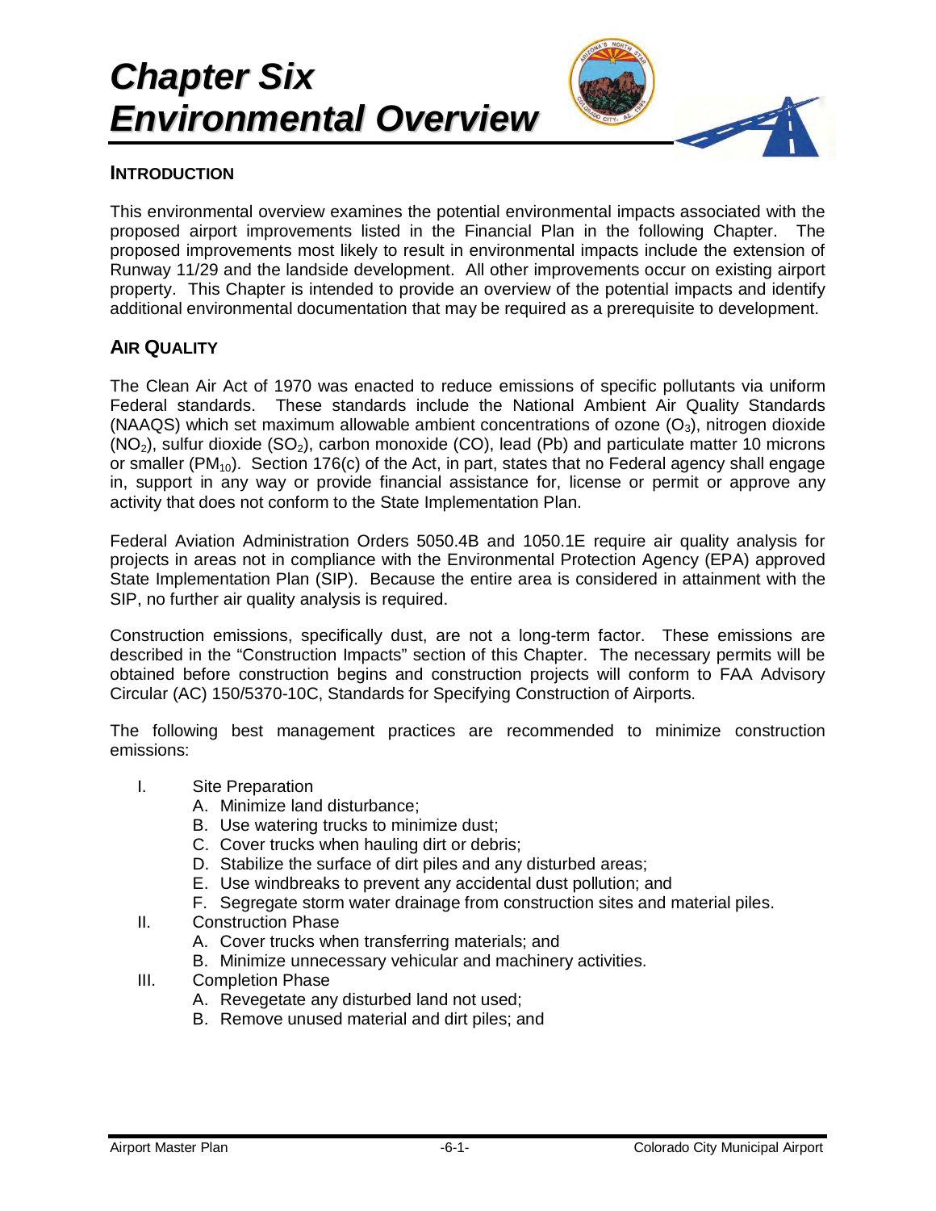# Chapter Six
# Environmental Overview

## INTRODUCTION

This environmental overview examines the potential environmental impacts associated with the proposed airport improvements listed in the Financial Plan in the following Chapter. The proposed improvements most likely to result in environmental impacts include the extension of Runway 11/29 and the landside development. All other improvements occur on existing airport property. This Chapter is intended to provide an overview of the potential impacts and identify additional environmental documentation that may be required as a prerequisite to development.

## AIR QUALITY

The Clean Air Act of 1970 was enacted to reduce emissions of specific pollutants via uniform Federal standards. These standards include the National Ambient Air Quality Standards (NAAQS) which set maximum allowable ambient concentrations of ozone ($O_3$), nitrogen dioxide ($NO_2$), sulfur dioxide ($SO_2$), carbon monoxide (CO), lead (Pb) and particulate matter 10 microns or smaller ($PM_{10}$). Section 176(c) of the Act, in part, states that no Federal agency shall engage in, support in any way or provide financial assistance for, license or permit or approve any activity that does not conform to the State Implementation Plan.

Federal Aviation Administration Orders 5050.4B and 1050.1E require air quality analysis for projects in areas not in compliance with the Environmental Protection Agency (EPA) approved State Implementation Plan (SIP). Because the entire area is considered in attainment with the SIP, no further air quality analysis is required.

Construction emissions, specifically dust, are not a long-term factor. These emissions are described in the "Construction Impacts" section of this Chapter. The necessary permits will be obtained before construction begins and construction projects will conform to FAA Advisory Circular (AC) 150/5370-10C, Standards for Specifying Construction of Airports.

The following best management practices are recommended to minimize construction emissions:

I. Site Preparation
   A. Minimize land disturbance;
   B. Use watering trucks to minimize dust;
   C. Cover trucks when hauling dirt or debris;
   D. Stabilize the surface of dirt piles and any disturbed areas;
   E. Use windbreaks to prevent any accidental dust pollution; and
   F. Segregate storm water drainage from construction sites and material piles.

II. Construction Phase
   A. Cover trucks when transferring materials; and
   B. Minimize unnecessary vehicular and machinery activities.

III. Completion Phase
   A. Revegetate any disturbed land not used;
   B. Remove unused material and dirt piles; and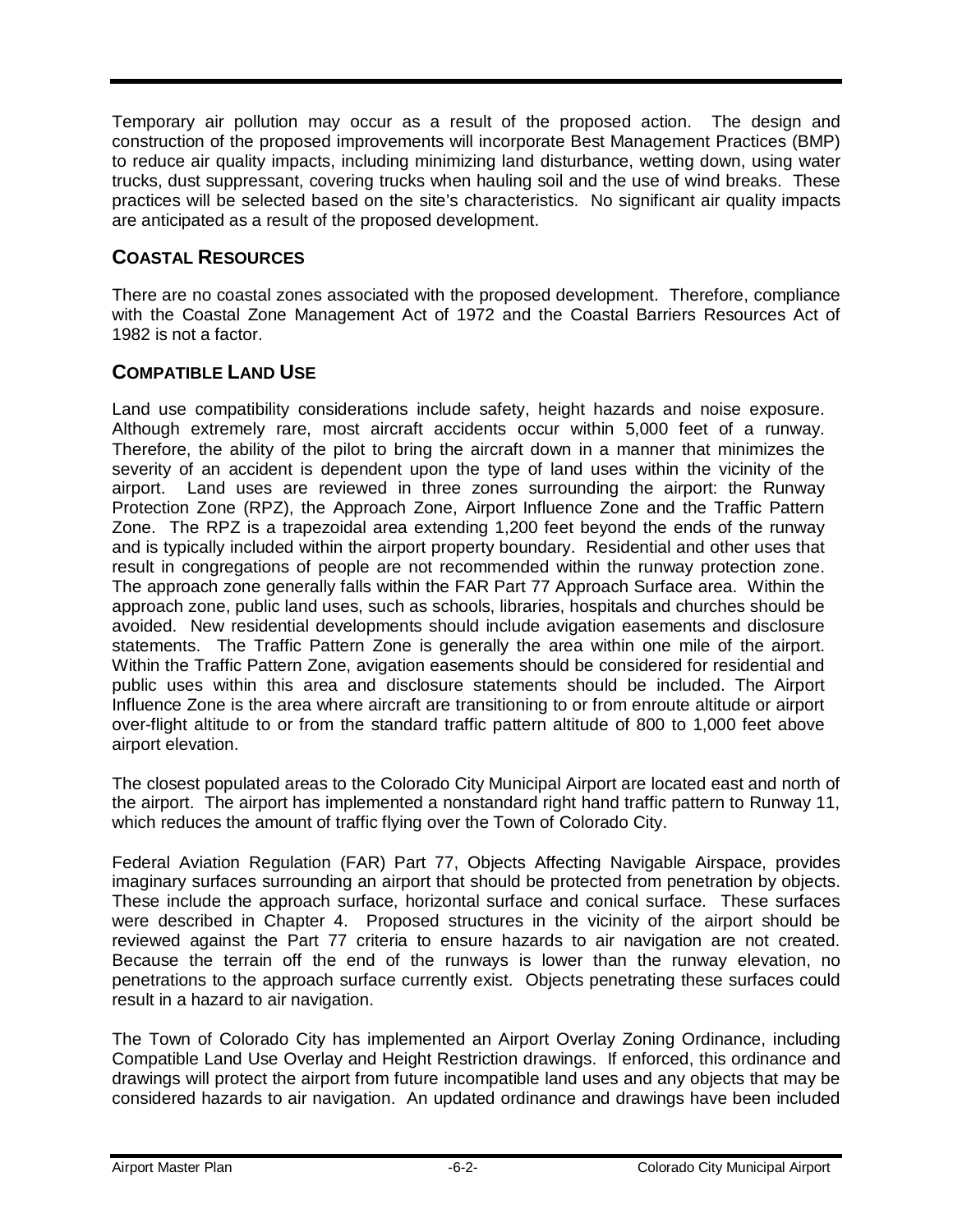Temporary air pollution may occur as a result of the proposed action. The design and construction of the proposed improvements will incorporate Best Management Practices (BMP) to reduce air quality impacts, including minimizing land disturbance, wetting down, using water trucks, dust suppressant, covering trucks when hauling soil and the use of wind breaks. These practices will be selected based on the site's characteristics. No significant air quality impacts are anticipated as a result of the proposed development.

## COASTAL RESOURCES

There are no coastal zones associated with the proposed development. Therefore, compliance with the Coastal Zone Management Act of 1972 and the Coastal Barriers Resources Act of 1982 is not a factor.

## COMPATIBLE LAND USE

Land use compatibility considerations include safety, height hazards and noise exposure. Although extremely rare, most aircraft accidents occur within 5,000 feet of a runway. Therefore, the ability of the pilot to bring the aircraft down in a manner that minimizes the severity of an accident is dependent upon the type of land uses within the vicinity of the airport. Land uses are reviewed in three zones surrounding the airport: the Runway Protection Zone (RPZ), the Approach Zone, Airport Influence Zone and the Traffic Pattern Zone. The RPZ is a trapezoidal area extending 1,200 feet beyond the ends of the runway and is typically included within the airport property boundary. Residential and other uses that result in congregations of people are not recommended within the runway protection zone. The approach zone generally falls within the FAR Part 77 Approach Surface area. Within the approach zone, public land uses, such as schools, libraries, hospitals and churches should be avoided. New residential developments should include avigation easements and disclosure statements. The Traffic Pattern Zone is generally the area within one mile of the airport. Within the Traffic Pattern Zone, avigation easements should be considered for residential and public uses within this area and disclosure statements should be included. The Airport Influence Zone is the area where aircraft are transitioning to or from enroute altitude or airport over-flight altitude to or from the standard traffic pattern altitude of 800 to 1,000 feet above airport elevation.

The closest populated areas to the Colorado City Municipal Airport are located east and north of the airport. The airport has implemented a nonstandard right hand traffic pattern to Runway 11, which reduces the amount of traffic flying over the Town of Colorado City.

Federal Aviation Regulation (FAR) Part 77, Objects Affecting Navigable Airspace, provides imaginary surfaces surrounding an airport that should be protected from penetration by objects. These include the approach surface, horizontal surface and conical surface. These surfaces were described in Chapter 4. Proposed structures in the vicinity of the airport should be reviewed against the Part 77 criteria to ensure hazards to air navigation are not created. Because the terrain off the end of the runways is lower than the runway elevation, no penetrations to the approach surface currently exist. Objects penetrating these surfaces could result in a hazard to air navigation.

The Town of Colorado City has implemented an Airport Overlay Zoning Ordinance, including Compatible Land Use Overlay and Height Restriction drawings. If enforced, this ordinance and drawings will protect the airport from future incompatible land uses and any objects that may be considered hazards to air navigation. An updated ordinance and drawings have been included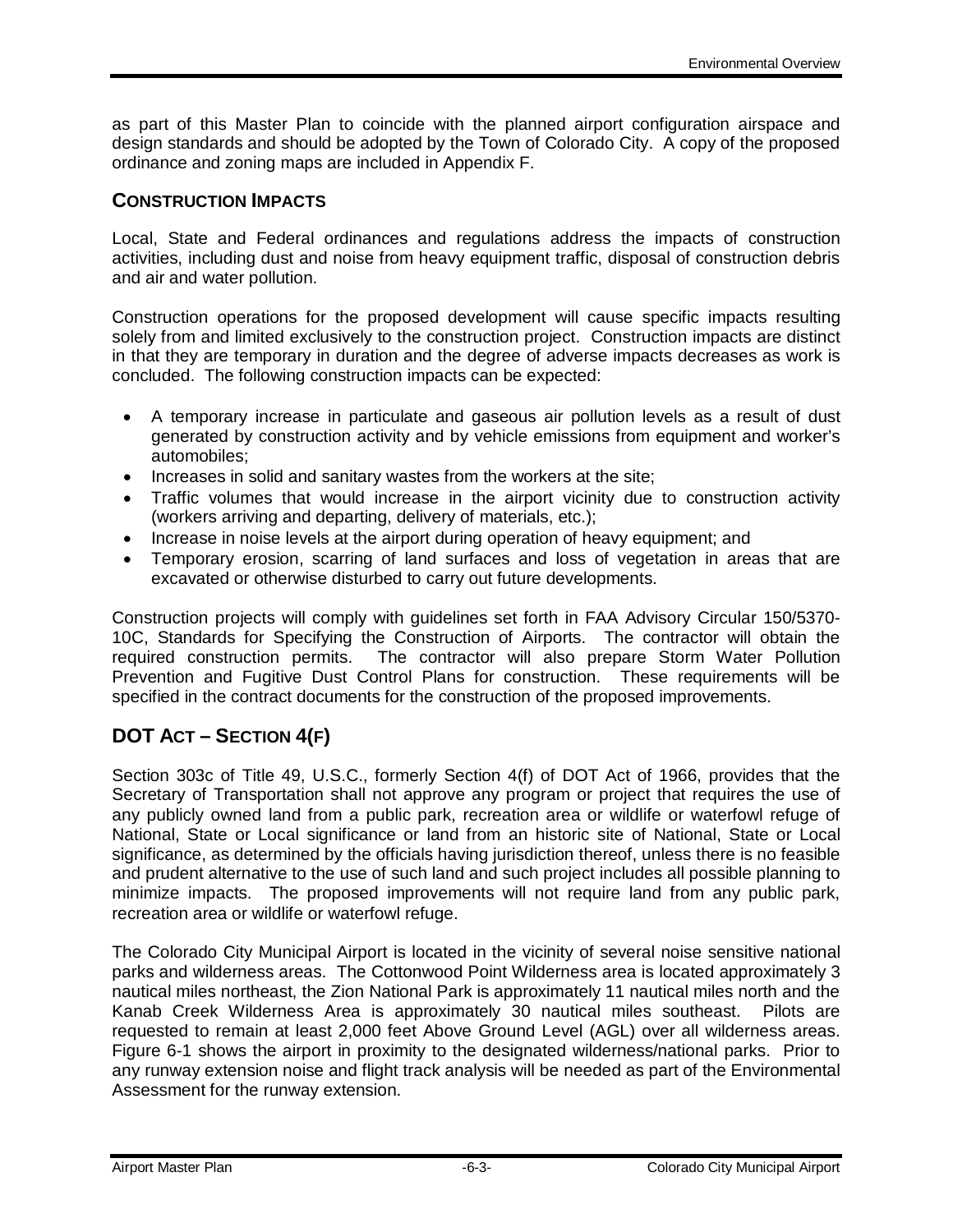as part of this Master Plan to coincide with the planned airport configuration airspace and design standards and should be adopted by the Town of Colorado City. A copy of the proposed ordinance and zoning maps are included in Appendix F.

### CONSTRUCTION IMPACTS

Local, State and Federal ordinances and regulations address the impacts of construction activities, including dust and noise from heavy equipment traffic, disposal of construction debris and air and water pollution.

Construction operations for the proposed development will cause specific impacts resulting solely from and limited exclusively to the construction project. Construction impacts are distinct in that they are temporary in duration and the degree of adverse impacts decreases as work is concluded. The following construction impacts can be expected:

- A temporary increase in particulate and gaseous air pollution levels as a result of dust generated by construction activity and by vehicle emissions from equipment and worker's automobiles;
- Increases in solid and sanitary wastes from the workers at the site;
- Traffic volumes that would increase in the airport vicinity due to construction activity (workers arriving and departing, delivery of materials, etc.);
- Increase in noise levels at the airport during operation of heavy equipment; and
- Temporary erosion, scarring of land surfaces and loss of vegetation in areas that are excavated or otherwise disturbed to carry out future developments.

Construction projects will comply with guidelines set forth in FAA Advisory Circular 150/5370-10C, Standards for Specifying the Construction of Airports. The contractor will obtain the required construction permits. The contractor will also prepare Storm Water Pollution Prevention and Fugitive Dust Control Plans for construction. These requirements will be specified in the contract documents for the construction of the proposed improvements.

## DOT ACT – SECTION 4(F)

Section 303c of Title 49, U.S.C., formerly Section 4(f) of DOT Act of 1966, provides that the Secretary of Transportation shall not approve any program or project that requires the use of any publicly owned land from a public park, recreation area or wildlife or waterfowl refuge of National, State or Local significance or land from an historic site of National, State or Local significance, as determined by the officials having jurisdiction thereof, unless there is no feasible and prudent alternative to the use of such land and such project includes all possible planning to minimize impacts. The proposed improvements will not require land from any public park, recreation area or wildlife or waterfowl refuge.

The Colorado City Municipal Airport is located in the vicinity of several noise sensitive national parks and wilderness areas. The Cottonwood Point Wilderness area is located approximately 3 nautical miles northeast, the Zion National Park is approximately 11 nautical miles north and the Kanab Creek Wilderness Area is approximately 30 nautical miles southeast. Pilots are requested to remain at least 2,000 feet Above Ground Level (AGL) over all wilderness areas. Figure 6-1 shows the airport in proximity to the designated wilderness/national parks. Prior to any runway extension noise and flight track analysis will be needed as part of the Environmental Assessment for the runway extension.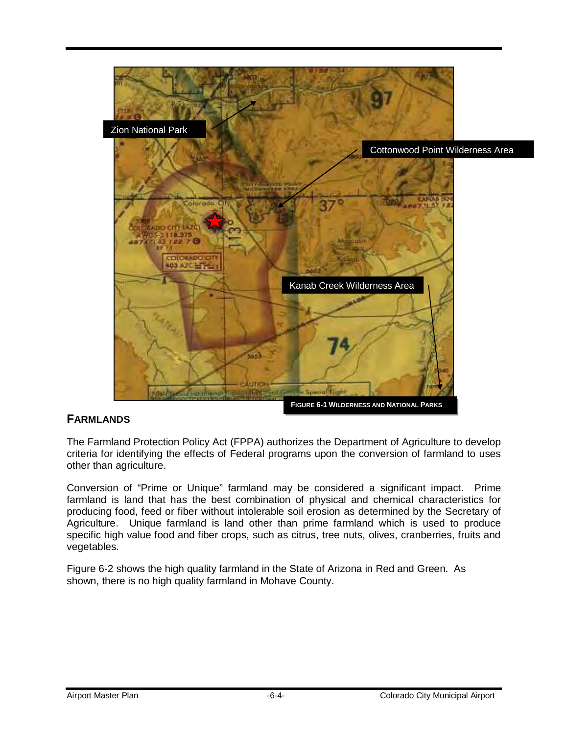Zion National Park

Cottonwood Point Wilderness Area

Kanab Creek Wilderness Area

**FIGURE 6-1 WILDERNESS AND NATIONAL PARKS**

## FARMLANDS

The Farmland Protection Policy Act (FPPA) authorizes the Department of Agriculture to develop criteria for identifying the effects of Federal programs upon the conversion of farmland to uses other than agriculture.

Conversion of "Prime or Unique" farmland may be considered a significant impact. Prime farmland is land that has the best combination of physical and chemical characteristics for producing food, feed or fiber without intolerable soil erosion as determined by the Secretary of Agriculture. Unique farmland is land other than prime farmland which is used to produce specific high value food and fiber crops, such as citrus, tree nuts, olives, cranberries, fruits and vegetables.

Figure 6-2 shows the high quality farmland in the State of Arizona in Red and Green. As shown, there is no high quality farmland in Mohave County.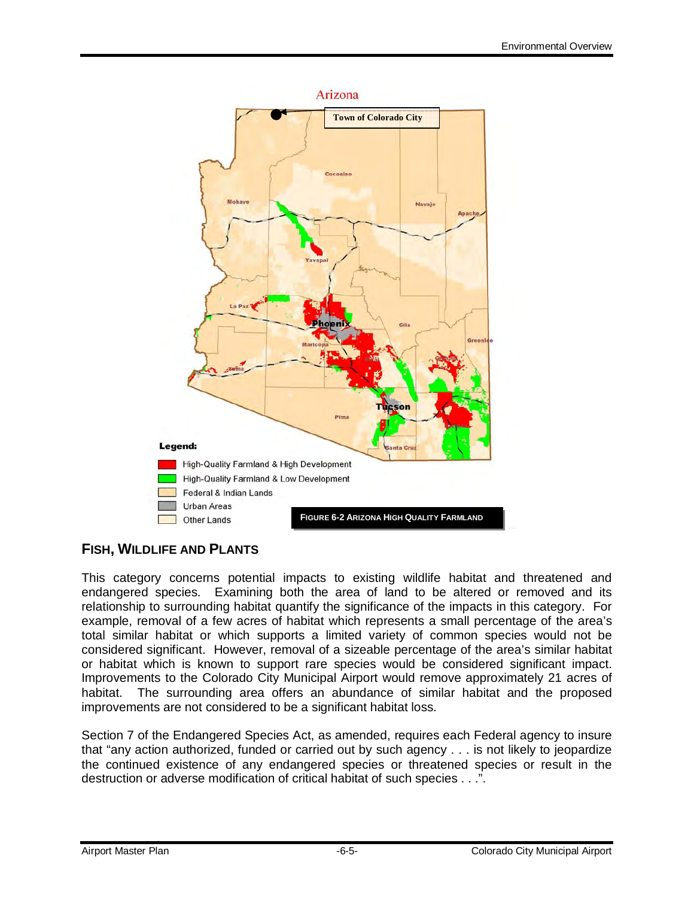FIGURE 6-2 ARIZONA HIGH QUALITY FARMLAND

## FISH, WILDLIFE AND PLANTS

This category concerns potential impacts to existing wildlife habitat and threatened and endangered species. Examining both the area of land to be altered or removed and its relationship to surrounding habitat quantify the significance of the impacts in this category. For example, removal of a few acres of habitat which represents a small percentage of the area's total similar habitat or which supports a limited variety of common species would not be considered significant. However, removal of a sizeable percentage of the area's similar habitat or habitat which is known to support rare species would be considered significant impact. Improvements to the Colorado City Municipal Airport would remove approximately 21 acres of habitat. The surrounding area offers an abundance of similar habitat and the proposed improvements are not considered to be a significant habitat loss.

Section 7 of the Endangered Species Act, as amended, requires each Federal agency to insure that "any action authorized, funded or carried out by such agency . . . is not likely to jeopardize the continued existence of any endangered species or threatened species or result in the destruction or adverse modification of critical habitat of such species . . .".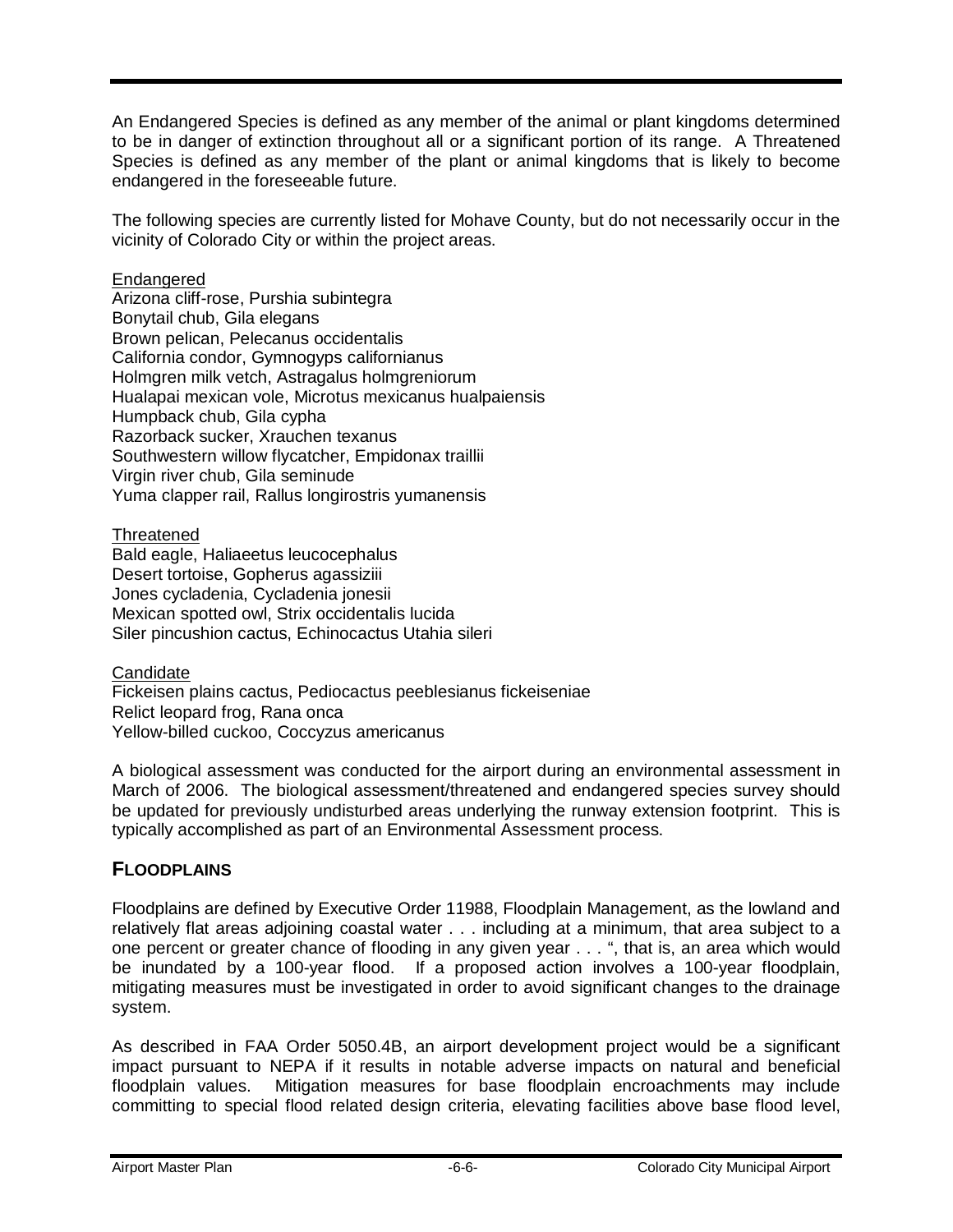An Endangered Species is defined as any member of the animal or plant kingdoms determined to be in danger of extinction throughout all or a significant portion of its range. A Threatened Species is defined as any member of the plant or animal kingdoms that is likely to become endangered in the foreseeable future.

The following species are currently listed for Mohave County, but do not necessarily occur in the vicinity of Colorado City or within the project areas.

Endangered
Arizona cliff-rose, Purshia subintegra
Bonytail chub, Gila elegans
Brown pelican, Pelecanus occidentalis
California condor, Gymnogyps californianus
Holmgren milk vetch, Astragalus holmgreniorum
Hualapai mexican vole, Microtus mexicanus hualpaiensis
Humpback chub, Gila cypha
Razorback sucker, Xrauchen texanus
Southwestern willow flycatcher, Empidonax traillii
Virgin river chub, Gila seminude
Yuma clapper rail, Rallus longirostris yumanensis

Threatened
Bald eagle, Haliaeetus leucocephalus
Desert tortoise, Gopherus agassiziii
Jones cycladenia, Cycladenia jonesii
Mexican spotted owl, Strix occidentalis lucida
Siler pincushion cactus, Echinocactus Utahia sileri

Candidate
Fickeisen plains cactus, Pediocactus peeblesianus fickeiseniae
Relict leopard frog, Rana onca
Yellow-billed cuckoo, Coccyzus americanus

A biological assessment was conducted for the airport during an environmental assessment in March of 2006. The biological assessment/threatened and endangered species survey should be updated for previously undisturbed areas underlying the runway extension footprint. This is typically accomplished as part of an Environmental Assessment process.

## FLOODPLAINS

Floodplains are defined by Executive Order 11988, Floodplain Management, as the lowland and relatively flat areas adjoining coastal water . . . including at a minimum, that area subject to a one percent or greater chance of flooding in any given year . . . ", that is, an area which would be inundated by a 100-year flood. If a proposed action involves a 100-year floodplain, mitigating measures must be investigated in order to avoid significant changes to the drainage system.

As described in FAA Order 5050.4B, an airport development project would be a significant impact pursuant to NEPA if it results in notable adverse impacts on natural and beneficial floodplain values. Mitigation measures for base floodplain encroachments may include committing to special flood related design criteria, elevating facilities above base flood level,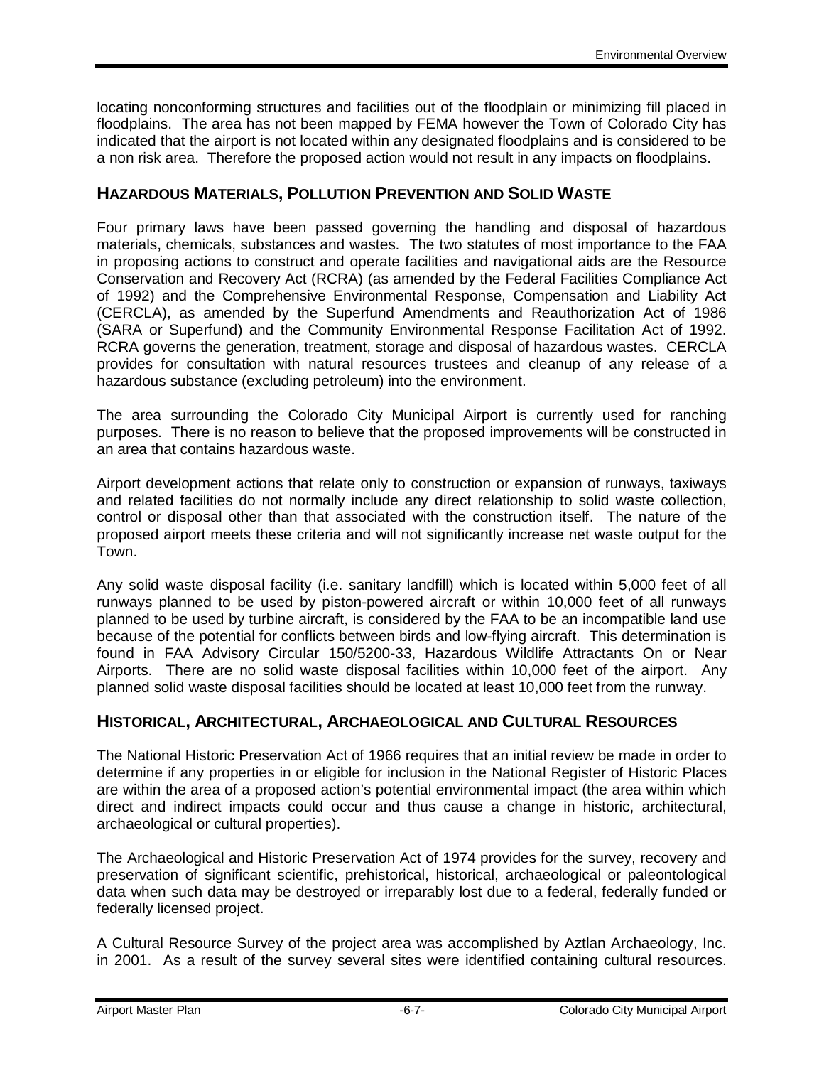locating nonconforming structures and facilities out of the floodplain or minimizing fill placed in floodplains. The area has not been mapped by FEMA however the Town of Colorado City has indicated that the airport is not located within any designated floodplains and is considered to be a non risk area. Therefore the proposed action would not result in any impacts on floodplains.

## HAZARDOUS MATERIALS, POLLUTION PREVENTION AND SOLID WASTE

Four primary laws have been passed governing the handling and disposal of hazardous materials, chemicals, substances and wastes. The two statutes of most importance to the FAA in proposing actions to construct and operate facilities and navigational aids are the Resource Conservation and Recovery Act (RCRA) (as amended by the Federal Facilities Compliance Act of 1992) and the Comprehensive Environmental Response, Compensation and Liability Act (CERCLA), as amended by the Superfund Amendments and Reauthorization Act of 1986 (SARA or Superfund) and the Community Environmental Response Facilitation Act of 1992. RCRA governs the generation, treatment, storage and disposal of hazardous wastes. CERCLA provides for consultation with natural resources trustees and cleanup of any release of a hazardous substance (excluding petroleum) into the environment.

The area surrounding the Colorado City Municipal Airport is currently used for ranching purposes. There is no reason to believe that the proposed improvements will be constructed in an area that contains hazardous waste.

Airport development actions that relate only to construction or expansion of runways, taxiways and related facilities do not normally include any direct relationship to solid waste collection, control or disposal other than that associated with the construction itself. The nature of the proposed airport meets these criteria and will not significantly increase net waste output for the Town.

Any solid waste disposal facility (i.e. sanitary landfill) which is located within 5,000 feet of all runways planned to be used by piston-powered aircraft or within 10,000 feet of all runways planned to be used by turbine aircraft, is considered by the FAA to be an incompatible land use because of the potential for conflicts between birds and low-flying aircraft. This determination is found in FAA Advisory Circular 150/5200-33, Hazardous Wildlife Attractants On or Near Airports. There are no solid waste disposal facilities within 10,000 feet of the airport. Any planned solid waste disposal facilities should be located at least 10,000 feet from the runway.

## HISTORICAL, ARCHITECTURAL, ARCHAEOLOGICAL AND CULTURAL RESOURCES

The National Historic Preservation Act of 1966 requires that an initial review be made in order to determine if any properties in or eligible for inclusion in the National Register of Historic Places are within the area of a proposed action's potential environmental impact (the area within which direct and indirect impacts could occur and thus cause a change in historic, architectural, archaeological or cultural properties).

The Archaeological and Historic Preservation Act of 1974 provides for the survey, recovery and preservation of significant scientific, prehistorical, historical, archaeological or paleontological data when such data may be destroyed or irreparably lost due to a federal, federally funded or federally licensed project.

A Cultural Resource Survey of the project area was accomplished by Aztlan Archaeology, Inc. in 2001. As a result of the survey several sites were identified containing cultural resources.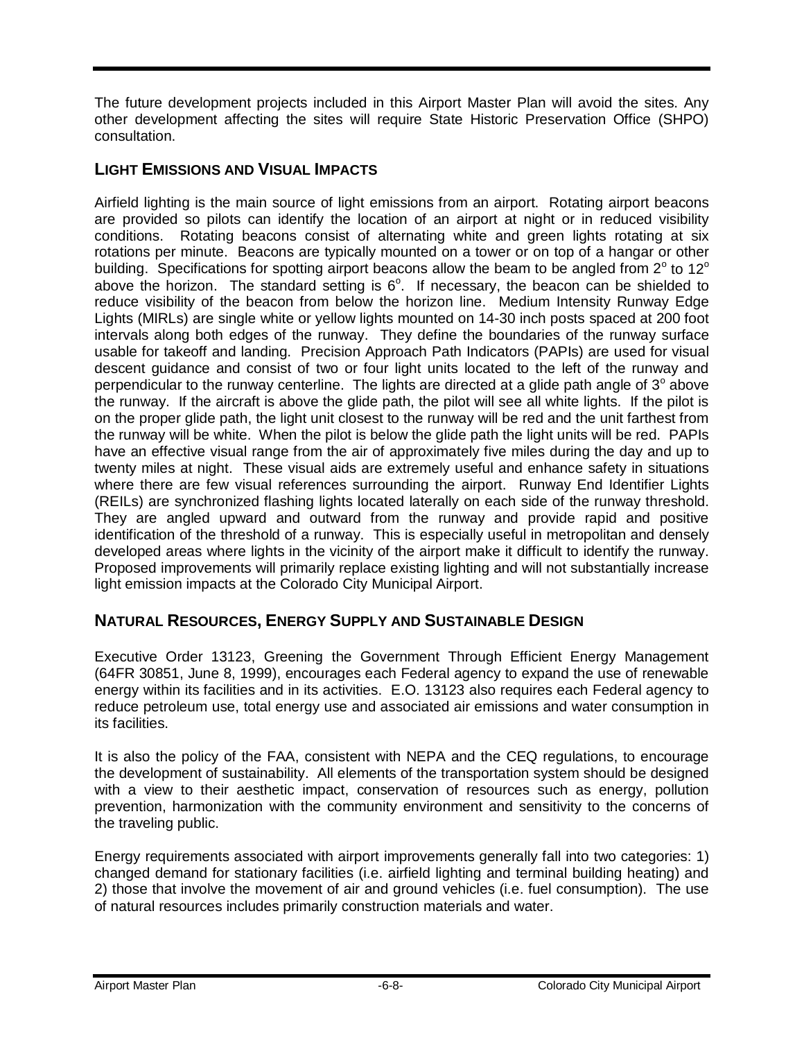The future development projects included in this Airport Master Plan will avoid the sites. Any other development affecting the sites will require State Historic Preservation Office (SHPO) consultation.

## LIGHT EMISSIONS AND VISUAL IMPACTS

Airfield lighting is the main source of light emissions from an airport. Rotating airport beacons are provided so pilots can identify the location of an airport at night or in reduced visibility conditions. Rotating beacons consist of alternating white and green lights rotating at six rotations per minute. Beacons are typically mounted on a tower or on top of a hangar or other building. Specifications for spotting airport beacons allow the beam to be angled from $2^o$ to $12^o$ above the horizon. The standard setting is $6^o$. If necessary, the beacon can be shielded to reduce visibility of the beacon from below the horizon line. Medium Intensity Runway Edge Lights (MIRLs) are single white or yellow lights mounted on 14-30 inch posts spaced at 200 foot intervals along both edges of the runway. They define the boundaries of the runway surface usable for takeoff and landing. Precision Approach Path Indicators (PAPIs) are used for visual descent guidance and consist of two or four light units located to the left of the runway and perpendicular to the runway centerline. The lights are directed at a glide path angle of $3^o$ above the runway. If the aircraft is above the glide path, the pilot will see all white lights. If the pilot is on the proper glide path, the light unit closest to the runway will be red and the unit farthest from the runway will be white. When the pilot is below the glide path the light units will be red. PAPIs have an effective visual range from the air of approximately five miles during the day and up to twenty miles at night. These visual aids are extremely useful and enhance safety in situations where there are few visual references surrounding the airport. Runway End Identifier Lights (REILs) are synchronized flashing lights located laterally on each side of the runway threshold. They are angled upward and outward from the runway and provide rapid and positive identification of the threshold of a runway. This is especially useful in metropolitan and densely developed areas where lights in the vicinity of the airport make it difficult to identify the runway. Proposed improvements will primarily replace existing lighting and will not substantially increase light emission impacts at the Colorado City Municipal Airport.

## NATURAL RESOURCES, ENERGY SUPPLY AND SUSTAINABLE DESIGN

Executive Order 13123, Greening the Government Through Efficient Energy Management (64FR 30851, June 8, 1999), encourages each Federal agency to expand the use of renewable energy within its facilities and in its activities. E.O. 13123 also requires each Federal agency to reduce petroleum use, total energy use and associated air emissions and water consumption in its facilities.

It is also the policy of the FAA, consistent with NEPA and the CEQ regulations, to encourage the development of sustainability. All elements of the transportation system should be designed with a view to their aesthetic impact, conservation of resources such as energy, pollution prevention, harmonization with the community environment and sensitivity to the concerns of the traveling public.

Energy requirements associated with airport improvements generally fall into two categories: 1) changed demand for stationary facilities (i.e. airfield lighting and terminal building heating) and 2) those that involve the movement of air and ground vehicles (i.e. fuel consumption). The use of natural resources includes primarily construction materials and water.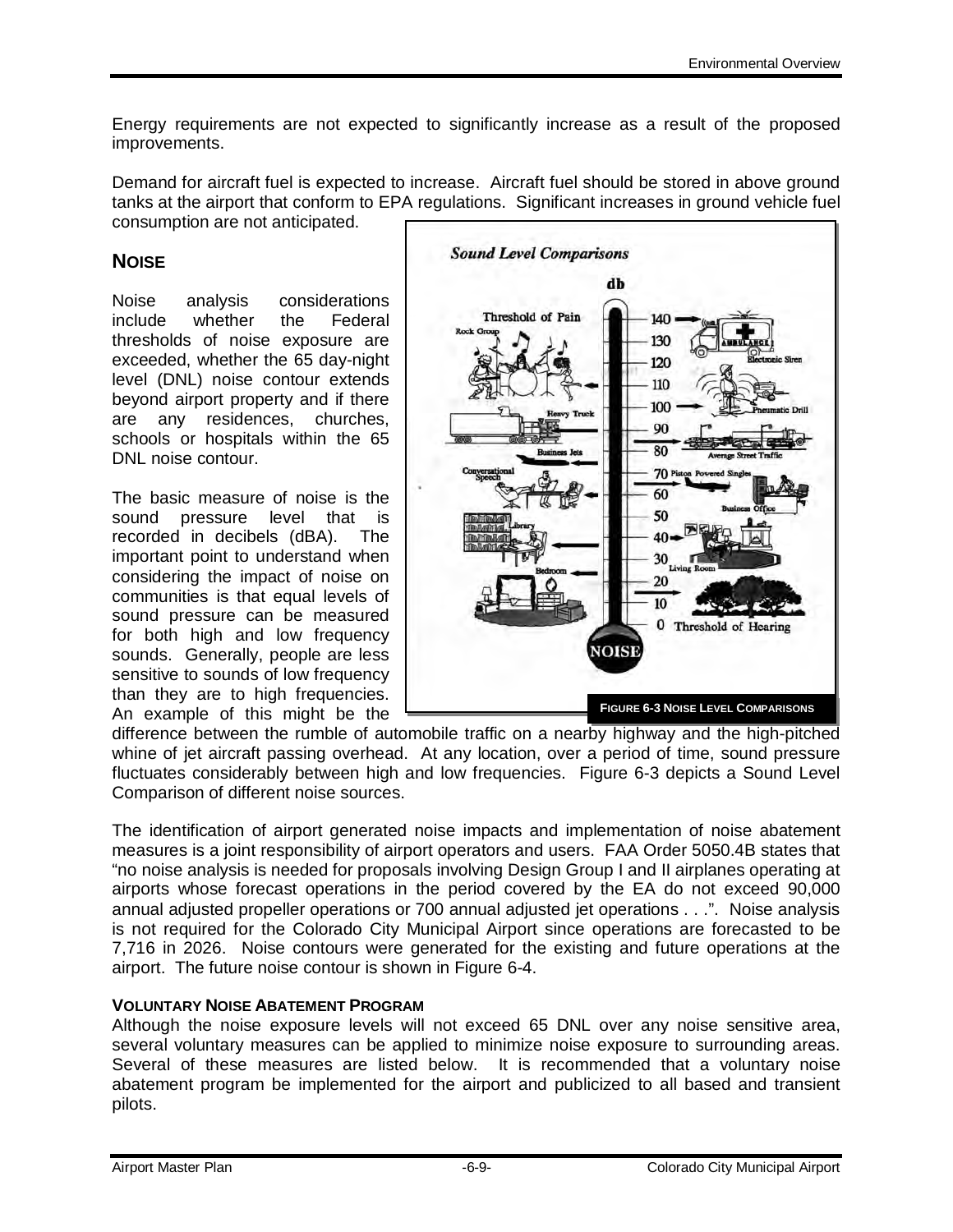Energy requirements are not expected to significantly increase as a result of the proposed improvements.

Demand for aircraft fuel is expected to increase. Aircraft fuel should be stored in above ground tanks at the airport that conform to EPA regulations. Significant increases in ground vehicle fuel consumption are not anticipated.

## NOISE

Noise analysis considerations include whether the Federal thresholds of noise exposure are exceeded, whether the 65 day-night level (DNL) noise contour extends beyond airport property and if there are any residences, churches, schools or hospitals within the 65 DNL noise contour.

The basic measure of noise is the sound pressure level that is recorded in decibels (dBA). The important point to understand when considering the impact of noise on communities is that equal levels of sound pressure can be measured for both high and low frequency sounds. Generally, people are less sensitive to sounds of low frequency than they are to high frequencies. An example of this might be the difference between the rumble of automobile traffic on a nearby highway and the high-pitched whine of jet aircraft passing overhead. At any location, over a period of time, sound pressure fluctuates considerably between high and low frequencies. Figure 6-3 depicts a Sound Level Comparison of different noise sources.

**FIGURE 6-3 NOISE LEVEL COMPARISONS**

The identification of airport generated noise impacts and implementation of noise abatement measures is a joint responsibility of airport operators and users. FAA Order 5050.4B states that "no noise analysis is needed for proposals involving Design Group I and II airplanes operating at airports whose forecast operations in the period covered by the EA do not exceed 90,000 annual adjusted propeller operations or 700 annual adjusted jet operations . . .". Noise analysis is not required for the Colorado City Municipal Airport since operations are forecasted to be 7,716 in 2026. Noise contours were generated for the existing and future operations at the airport. The future noise contour is shown in Figure 6-4.

### VOLUNTARY NOISE ABATEMENT PROGRAM

Although the noise exposure levels will not exceed 65 DNL over any noise sensitive area, several voluntary measures can be applied to minimize noise exposure to surrounding areas. Several of these measures are listed below. It is recommended that a voluntary noise abatement program be implemented for the airport and publicized to all based and transient pilots.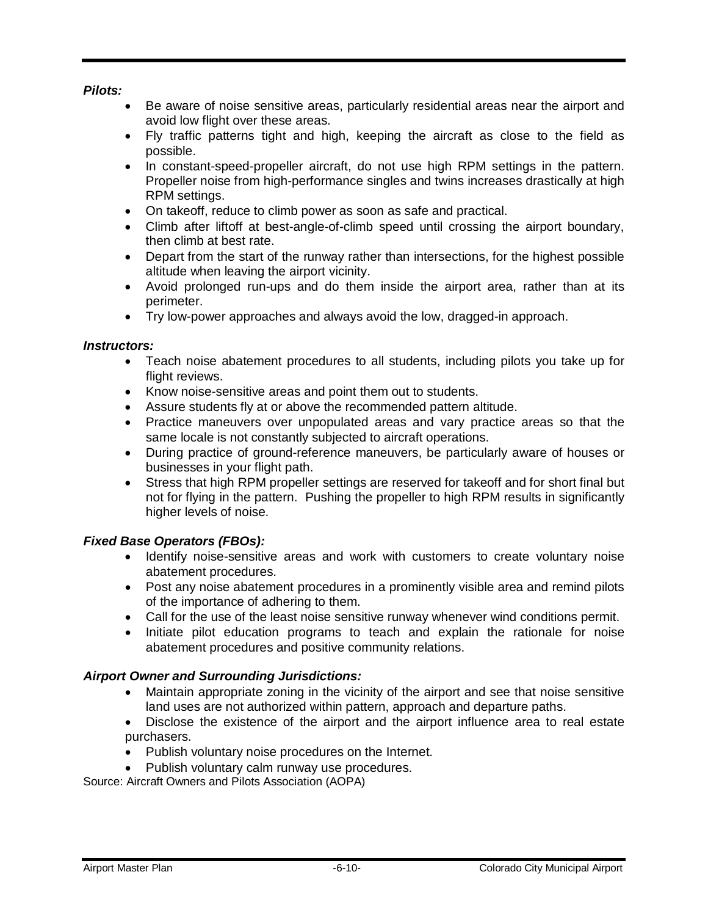***Pilots:***

- Be aware of noise sensitive areas, particularly residential areas near the airport and avoid low flight over these areas.
- Fly traffic patterns tight and high, keeping the aircraft as close to the field as possible.
- In constant-speed-propeller aircraft, do not use high RPM settings in the pattern. Propeller noise from high-performance singles and twins increases drastically at high RPM settings.
- On takeoff, reduce to climb power as soon as safe and practical.
- Climb after liftoff at best-angle-of-climb speed until crossing the airport boundary, then climb at best rate.
- Depart from the start of the runway rather than intersections, for the highest possible altitude when leaving the airport vicinity.
- Avoid prolonged run-ups and do them inside the airport area, rather than at its perimeter.
- Try low-power approaches and always avoid the low, dragged-in approach.

***Instructors:***

- Teach noise abatement procedures to all students, including pilots you take up for flight reviews.
- Know noise-sensitive areas and point them out to students.
- Assure students fly at or above the recommended pattern altitude.
- Practice maneuvers over unpopulated areas and vary practice areas so that the same locale is not constantly subjected to aircraft operations.
- During practice of ground-reference maneuvers, be particularly aware of houses or businesses in your flight path.
- Stress that high RPM propeller settings are reserved for takeoff and for short final but not for flying in the pattern. Pushing the propeller to high RPM results in significantly higher levels of noise.

***Fixed Base Operators (FBOs):***

- Identify noise-sensitive areas and work with customers to create voluntary noise abatement procedures.
- Post any noise abatement procedures in a prominently visible area and remind pilots of the importance of adhering to them.
- Call for the use of the least noise sensitive runway whenever wind conditions permit.
- Initiate pilot education programs to teach and explain the rationale for noise abatement procedures and positive community relations.

***Airport Owner and Surrounding Jurisdictions:***

- Maintain appropriate zoning in the vicinity of the airport and see that noise sensitive land uses are not authorized within pattern, approach and departure paths.
- Disclose the existence of the airport and the airport influence area to real estate purchasers.
- Publish voluntary noise procedures on the Internet.
- Publish voluntary calm runway use procedures.

Source: Aircraft Owners and Pilots Association (AOPA)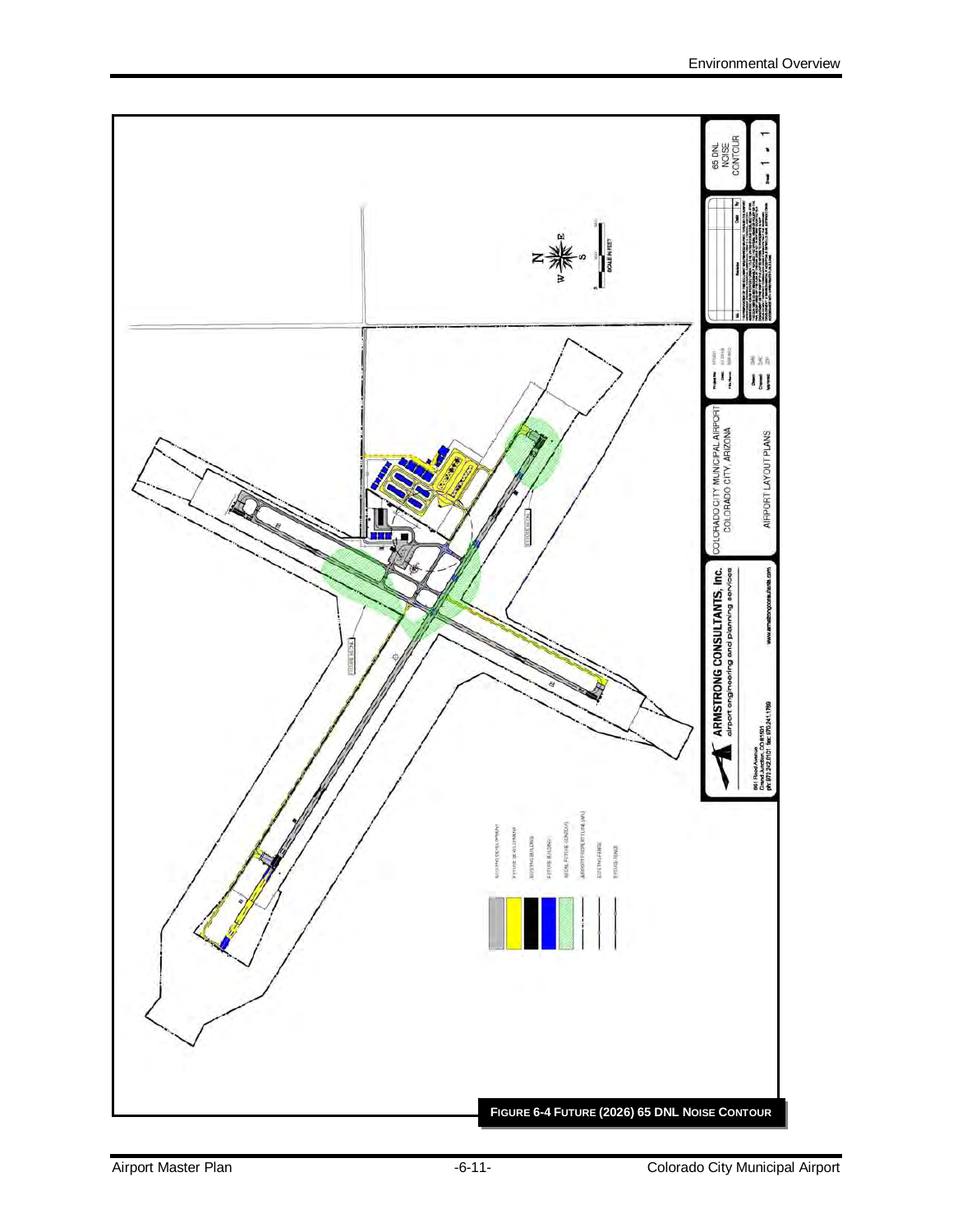FIGURE 6-4 FUTURE (2026) 65 DNL NOISE CONTOUR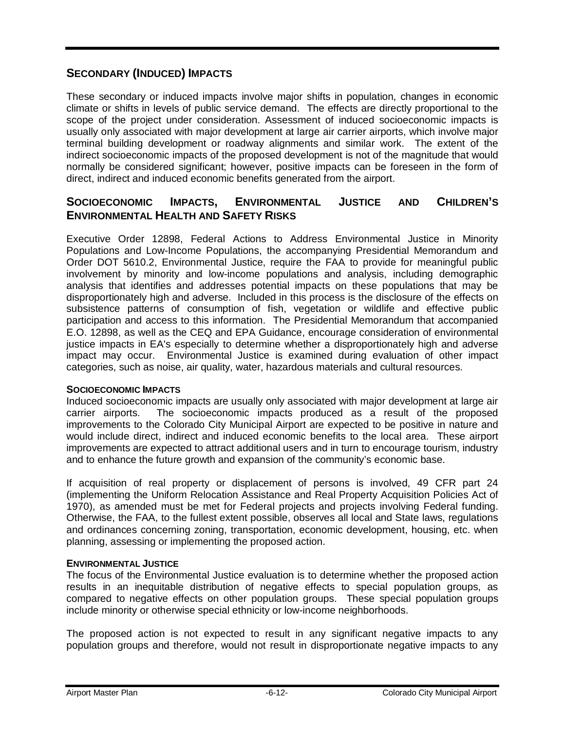## SECONDARY (INDUCED) IMPACTS

These secondary or induced impacts involve major shifts in population, changes in economic climate or shifts in levels of public service demand. The effects are directly proportional to the scope of the project under consideration. Assessment of induced socioeconomic impacts is usually only associated with major development at large air carrier airports, which involve major terminal building development or roadway alignments and similar work. The extent of the indirect socioeconomic impacts of the proposed development is not of the magnitude that would normally be considered significant; however, positive impacts can be foreseen in the form of direct, indirect and induced economic benefits generated from the airport.

## SOCIOECONOMIC IMPACTS, ENVIRONMENTAL JUSTICE AND CHILDREN'S ENVIRONMENTAL HEALTH AND SAFETY RISKS

Executive Order 12898, Federal Actions to Address Environmental Justice in Minority Populations and Low-Income Populations, the accompanying Presidential Memorandum and Order DOT 5610.2, Environmental Justice, require the FAA to provide for meaningful public involvement by minority and low-income populations and analysis, including demographic analysis that identifies and addresses potential impacts on these populations that may be disproportionately high and adverse. Included in this process is the disclosure of the effects on subsistence patterns of consumption of fish, vegetation or wildlife and effective public participation and access to this information. The Presidential Memorandum that accompanied E.O. 12898, as well as the CEQ and EPA Guidance, encourage consideration of environmental justice impacts in EA's especially to determine whether a disproportionately high and adverse impact may occur. Environmental Justice is examined during evaluation of other impact categories, such as noise, air quality, water, hazardous materials and cultural resources.

#### SOCIOECONOMIC IMPACTS

Induced socioeconomic impacts are usually only associated with major development at large air carrier airports. The socioeconomic impacts produced as a result of the proposed improvements to the Colorado City Municipal Airport are expected to be positive in nature and would include direct, indirect and induced economic benefits to the local area. These airport improvements are expected to attract additional users and in turn to encourage tourism, industry and to enhance the future growth and expansion of the community's economic base.

If acquisition of real property or displacement of persons is involved, 49 CFR part 24 (implementing the Uniform Relocation Assistance and Real Property Acquisition Policies Act of 1970), as amended must be met for Federal projects and projects involving Federal funding. Otherwise, the FAA, to the fullest extent possible, observes all local and State laws, regulations and ordinances concerning zoning, transportation, economic development, housing, etc. when planning, assessing or implementing the proposed action.

#### ENVIRONMENTAL JUSTICE

The focus of the Environmental Justice evaluation is to determine whether the proposed action results in an inequitable distribution of negative effects to special population groups, as compared to negative effects on other population groups. These special population groups include minority or otherwise special ethnicity or low-income neighborhoods.

The proposed action is not expected to result in any significant negative impacts to any population groups and therefore, would not result in disproportionate negative impacts to any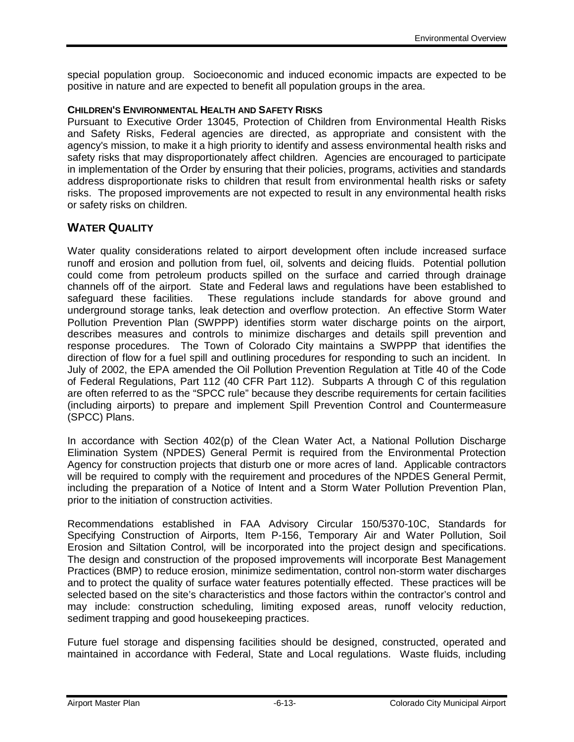special population group. Socioeconomic and induced economic impacts are expected to be positive in nature and are expected to benefit all population groups in the area.

#### CHILDREN'S ENVIRONMENTAL HEALTH AND SAFETY RISKS

Pursuant to Executive Order 13045, Protection of Children from Environmental Health Risks and Safety Risks, Federal agencies are directed, as appropriate and consistent with the agency's mission, to make it a high priority to identify and assess environmental health risks and safety risks that may disproportionately affect children. Agencies are encouraged to participate in implementation of the Order by ensuring that their policies, programs, activities and standards address disproportionate risks to children that result from environmental health risks or safety risks. The proposed improvements are not expected to result in any environmental health risks or safety risks on children.

## WATER QUALITY

Water quality considerations related to airport development often include increased surface runoff and erosion and pollution from fuel, oil, solvents and deicing fluids. Potential pollution could come from petroleum products spilled on the surface and carried through drainage channels off of the airport. State and Federal laws and regulations have been established to safeguard these facilities. These regulations include standards for above ground and underground storage tanks, leak detection and overflow protection. An effective Storm Water Pollution Prevention Plan (SWPPP) identifies storm water discharge points on the airport, describes measures and controls to minimize discharges and details spill prevention and response procedures. The Town of Colorado City maintains a SWPPP that identifies the direction of flow for a fuel spill and outlining procedures for responding to such an incident. In July of 2002, the EPA amended the Oil Pollution Prevention Regulation at Title 40 of the Code of Federal Regulations, Part 112 (40 CFR Part 112). Subparts A through C of this regulation are often referred to as the "SPCC rule" because they describe requirements for certain facilities (including airports) to prepare and implement Spill Prevention Control and Countermeasure (SPCC) Plans.

In accordance with Section 402(p) of the Clean Water Act, a National Pollution Discharge Elimination System (NPDES) General Permit is required from the Environmental Protection Agency for construction projects that disturb one or more acres of land. Applicable contractors will be required to comply with the requirement and procedures of the NPDES General Permit, including the preparation of a Notice of Intent and a Storm Water Pollution Prevention Plan, prior to the initiation of construction activities.

Recommendations established in FAA Advisory Circular 150/5370-10C, Standards for Specifying Construction of Airports, Item P-156, Temporary Air and Water Pollution, Soil Erosion and Siltation Control*,* will be incorporated into the project design and specifications. The design and construction of the proposed improvements will incorporate Best Management Practices (BMP) to reduce erosion, minimize sedimentation, control non-storm water discharges and to protect the quality of surface water features potentially effected. These practices will be selected based on the site's characteristics and those factors within the contractor's control and may include: construction scheduling, limiting exposed areas, runoff velocity reduction, sediment trapping and good housekeeping practices.

Future fuel storage and dispensing facilities should be designed, constructed, operated and maintained in accordance with Federal, State and Local regulations. Waste fluids, including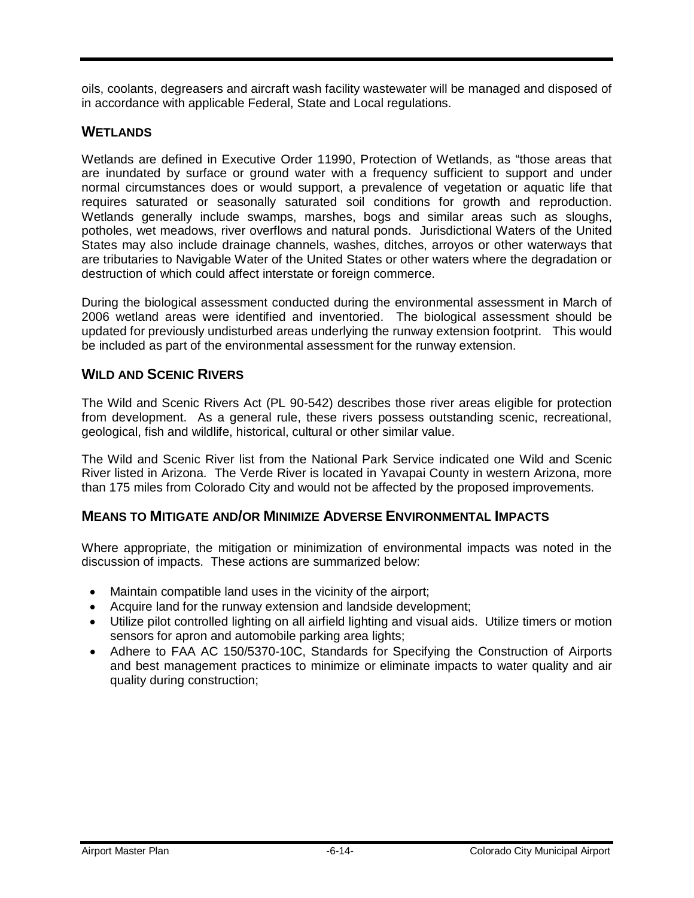oils, coolants, degreasers and aircraft wash facility wastewater will be managed and disposed of in accordance with applicable Federal, State and Local regulations.

## WETLANDS

Wetlands are defined in Executive Order 11990, Protection of Wetlands, as "those areas that are inundated by surface or ground water with a frequency sufficient to support and under normal circumstances does or would support, a prevalence of vegetation or aquatic life that requires saturated or seasonally saturated soil conditions for growth and reproduction. Wetlands generally include swamps, marshes, bogs and similar areas such as sloughs, potholes, wet meadows, river overflows and natural ponds. Jurisdictional Waters of the United States may also include drainage channels, washes, ditches, arroyos or other waterways that are tributaries to Navigable Water of the United States or other waters where the degradation or destruction of which could affect interstate or foreign commerce.

During the biological assessment conducted during the environmental assessment in March of 2006 wetland areas were identified and inventoried. The biological assessment should be updated for previously undisturbed areas underlying the runway extension footprint. This would be included as part of the environmental assessment for the runway extension.

## WILD AND SCENIC RIVERS

The Wild and Scenic Rivers Act (PL 90-542) describes those river areas eligible for protection from development. As a general rule, these rivers possess outstanding scenic, recreational, geological, fish and wildlife, historical, cultural or other similar value.

The Wild and Scenic River list from the National Park Service indicated one Wild and Scenic River listed in Arizona. The Verde River is located in Yavapai County in western Arizona, more than 175 miles from Colorado City and would not be affected by the proposed improvements.

## MEANS TO MITIGATE AND/OR MINIMIZE ADVERSE ENVIRONMENTAL IMPACTS

Where appropriate, the mitigation or minimization of environmental impacts was noted in the discussion of impacts. These actions are summarized below:

- Maintain compatible land uses in the vicinity of the airport;
- Acquire land for the runway extension and landside development;
- Utilize pilot controlled lighting on all airfield lighting and visual aids. Utilize timers or motion sensors for apron and automobile parking area lights;
- Adhere to FAA AC 150/5370-10C, Standards for Specifying the Construction of Airports and best management practices to minimize or eliminate impacts to water quality and air quality during construction;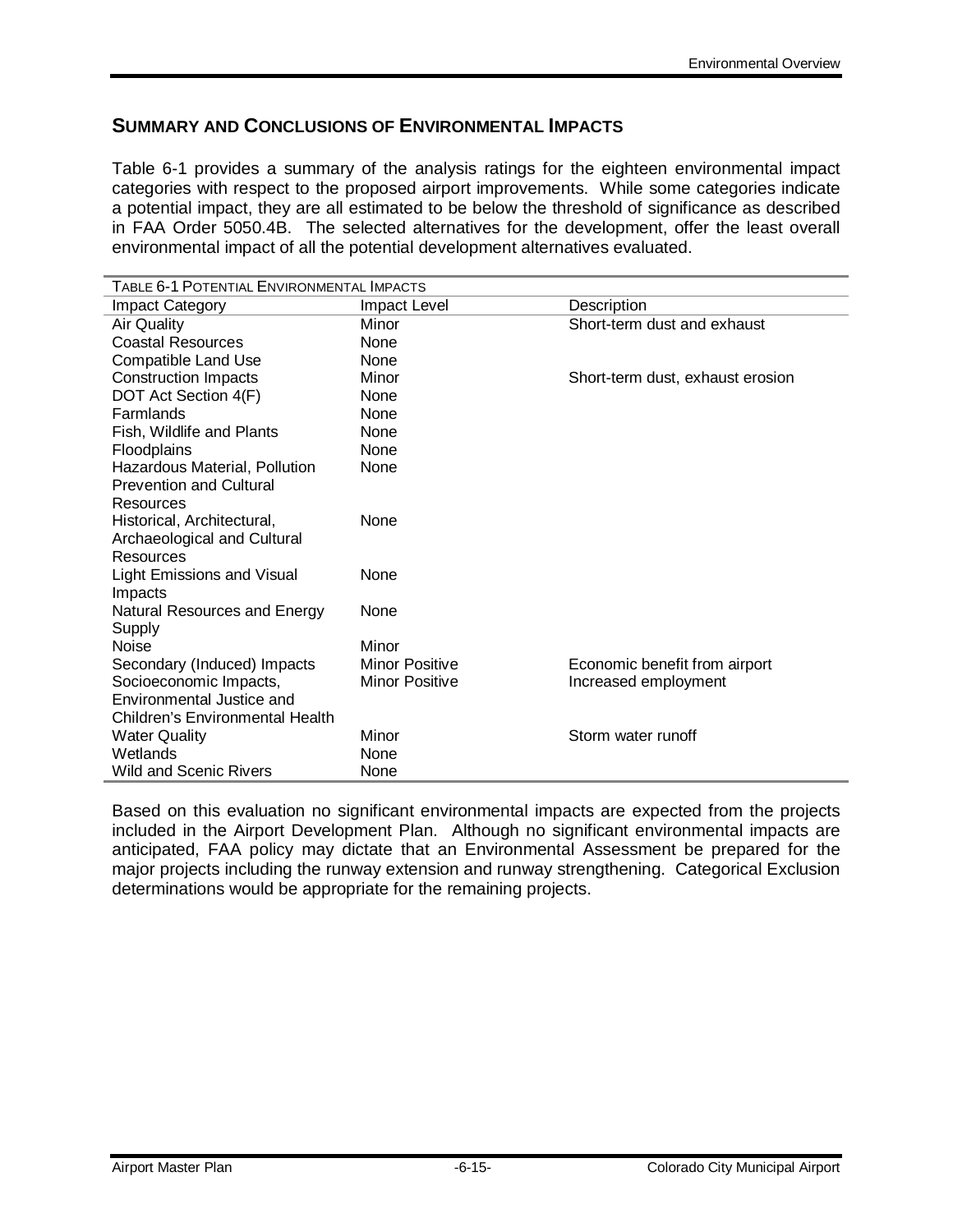## SUMMARY AND CONCLUSIONS OF ENVIRONMENTAL IMPACTS

Table 6-1 provides a summary of the analysis ratings for the eighteen environmental impact categories with respect to the proposed airport improvements. While some categories indicate a potential impact, they are all estimated to be below the threshold of significance as described in FAA Order 5050.4B. The selected alternatives for the development, offer the least overall environmental impact of all the potential development alternatives evaluated.

TABLE 6-1 POTENTIAL ENVIRONMENTAL IMPACTS

| Impact Category | Impact Level | Description |
|---|---|---|
| Air Quality | Minor | Short-term dust and exhaust |
| Coastal Resources | None | |
| Compatible Land Use | None | |
| Construction Impacts | Minor | Short-term dust, exhaust erosion |
| DOT Act Section 4(F) | None | |
| Farmlands | None | |
| Fish, Wildlife and Plants | None | |
| Floodplains | None | |
| Hazardous Material, Pollution Prevention and Cultural Resources | None | |
| Historical, Architectural, Archaeological and Cultural Resources | None | |
| Light Emissions and Visual Impacts | None | |
| Natural Resources and Energy Supply | None | |
| Noise | Minor | |
| Secondary (Induced) Impacts | Minor Positive | Economic benefit from airport |
| Socioeconomic Impacts, Environmental Justice and Children's Environmental Health | Minor Positive | Increased employment |
| Water Quality | Minor | Storm water runoff |
| Wetlands | None | |
| Wild and Scenic Rivers | None | |

Based on this evaluation no significant environmental impacts are expected from the projects included in the Airport Development Plan. Although no significant environmental impacts are anticipated, FAA policy may dictate that an Environmental Assessment be prepared for the major projects including the runway extension and runway strengthening. Categorical Exclusion determinations would be appropriate for the remaining projects.